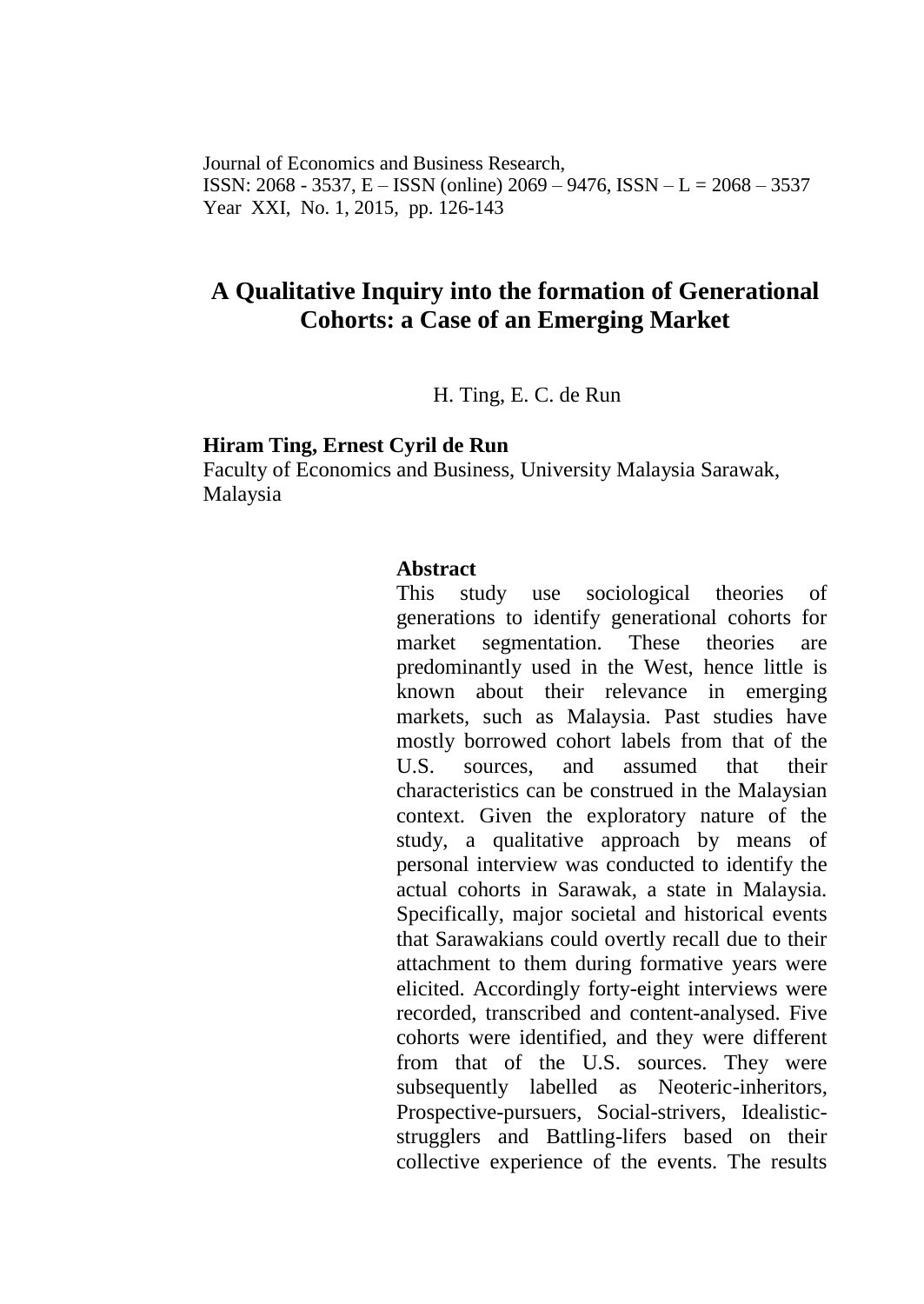Journal of Economics and Business Research,
ISSN: 2068 - 3537, E – ISSN (online) 2069 – 9476, ISSN – L = 2068 – 3537
Year XXI, No. 1, 2015, pp. 126-143

# A Qualitative Inquiry into the formation of Generational Cohorts: a Case of an Emerging Market

H. Ting, E. C. de Run

**Hiram Ting, Ernest Cyril de Run**
Faculty of Economics and Business, University Malaysia Sarawak, Malaysia

**Abstract**

This study use sociological theories of generations to identify generational cohorts for market segmentation. These theories are predominantly used in the West, hence little is known about their relevance in emerging markets, such as Malaysia. Past studies have mostly borrowed cohort labels from that of the U.S. sources, and assumed that their characteristics can be construed in the Malaysian context. Given the exploratory nature of the study, a qualitative approach by means of personal interview was conducted to identify the actual cohorts in Sarawak, a state in Malaysia. Specifically, major societal and historical events that Sarawakians could overtly recall due to their attachment to them during formative years were elicited. Accordingly forty-eight interviews were recorded, transcribed and content-analysed. Five cohorts were identified, and they were different from that of the U.S. sources. They were subsequently labelled as Neoteric-inheritors, Prospective-pursuers, Social-strivers, Idealistic-strugglers and Battling-lifers based on their collective experience of the events. The results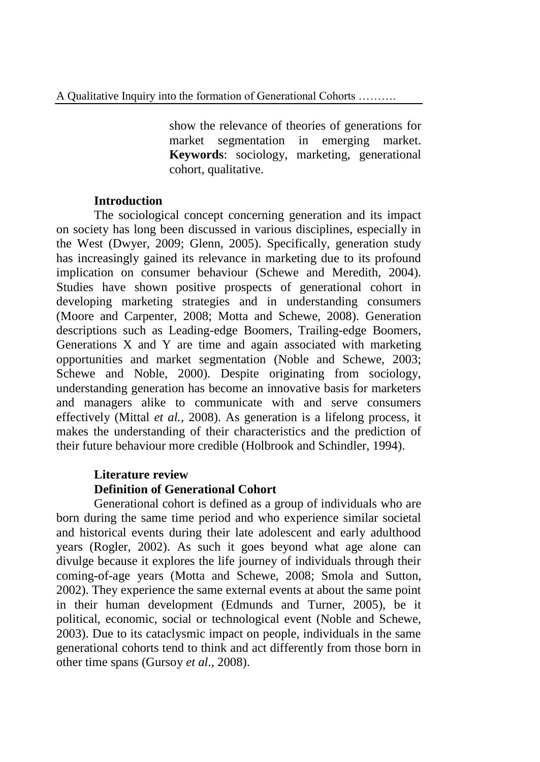show the relevance of theories of generations for market segmentation in emerging market. **Keywords**: sociology, marketing, generational cohort, qualitative.

## Introduction

The sociological concept concerning generation and its impact on society has long been discussed in various disciplines, especially in the West (Dwyer, 2009; Glenn, 2005). Specifically, generation study has increasingly gained its relevance in marketing due to its profound implication on consumer behaviour (Schewe and Meredith, 2004). Studies have shown positive prospects of generational cohort in developing marketing strategies and in understanding consumers (Moore and Carpenter, 2008; Motta and Schewe, 2008). Generation descriptions such as Leading-edge Boomers, Trailing-edge Boomers, Generations X and Y are time and again associated with marketing opportunities and market segmentation (Noble and Schewe, 2003; Schewe and Noble, 2000). Despite originating from sociology, understanding generation has become an innovative basis for marketers and managers alike to communicate with and serve consumers effectively (Mittal *et al.*, 2008). As generation is a lifelong process, it makes the understanding of their characteristics and the prediction of their future behaviour more credible (Holbrook and Schindler, 1994).

## Literature review

### Definition of Generational Cohort

Generational cohort is defined as a group of individuals who are born during the same time period and who experience similar societal and historical events during their late adolescent and early adulthood years (Rogler, 2002). As such it goes beyond what age alone can divulge because it explores the life journey of individuals through their coming-of-age years (Motta and Schewe, 2008; Smola and Sutton, 2002). They experience the same external events at about the same point in their human development (Edmunds and Turner, 2005), be it political, economic, social or technological event (Noble and Schewe, 2003). Due to its cataclysmic impact on people, individuals in the same generational cohorts tend to think and act differently from those born in other time spans (Gursoy *et al*., 2008).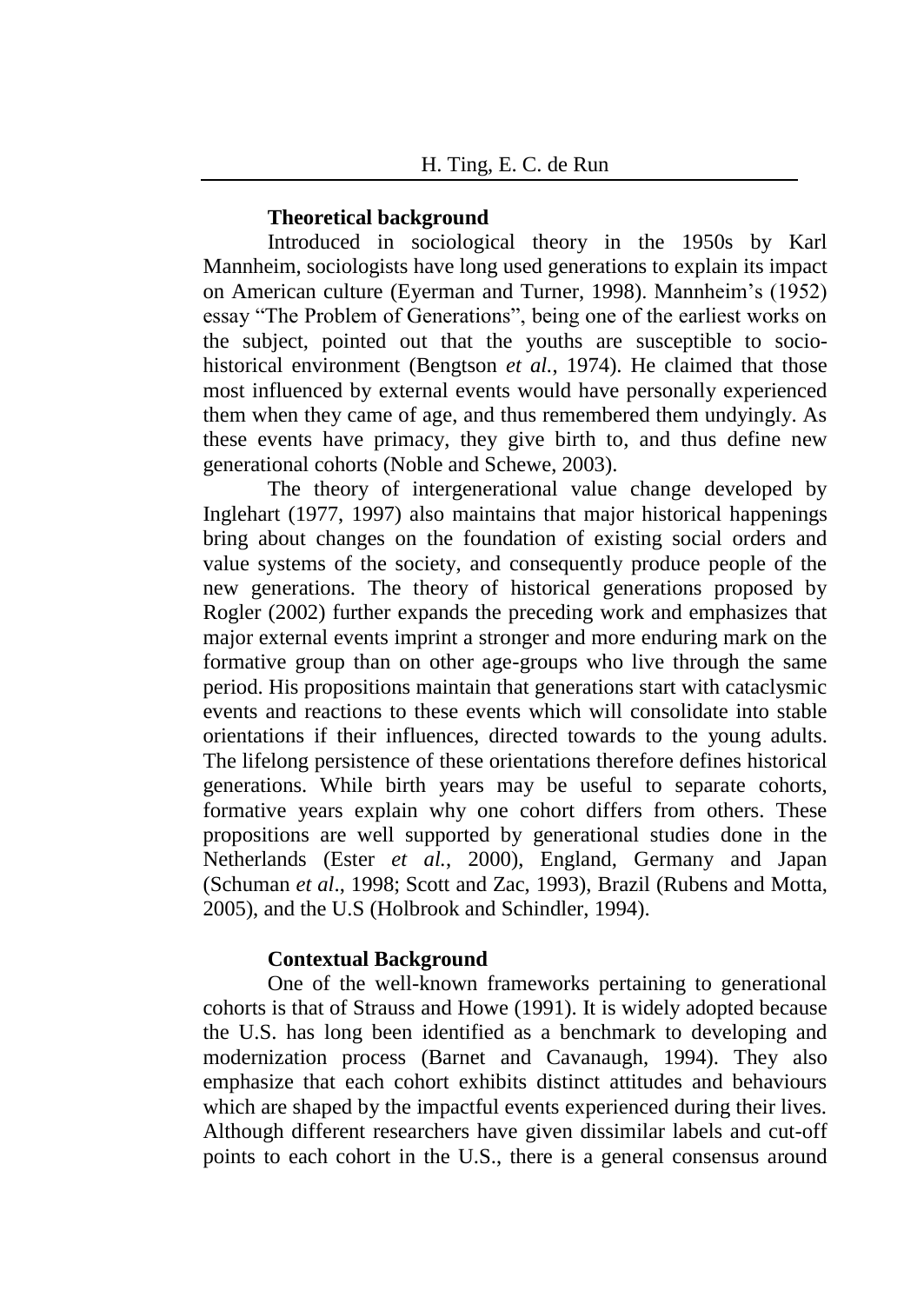### Theoretical background

Introduced in sociological theory in the 1950s by Karl Mannheim, sociologists have long used generations to explain its impact on American culture (Eyerman and Turner, 1998). Mannheim's (1952) essay "The Problem of Generations", being one of the earliest works on the subject, pointed out that the youths are susceptible to socio-historical environment (Bengtson *et al.*, 1974). He claimed that those most influenced by external events would have personally experienced them when they came of age, and thus remembered them undyingly. As these events have primacy, they give birth to, and thus define new generational cohorts (Noble and Schewe, 2003).

The theory of intergenerational value change developed by Inglehart (1977, 1997) also maintains that major historical happenings bring about changes on the foundation of existing social orders and value systems of the society, and consequently produce people of the new generations. The theory of historical generations proposed by Rogler (2002) further expands the preceding work and emphasizes that major external events imprint a stronger and more enduring mark on the formative group than on other age-groups who live through the same period. His propositions maintain that generations start with cataclysmic events and reactions to these events which will consolidate into stable orientations if their influences, directed towards to the young adults. The lifelong persistence of these orientations therefore defines historical generations. While birth years may be useful to separate cohorts, formative years explain why one cohort differs from others. These propositions are well supported by generational studies done in the Netherlands (Ester *et al.*, 2000), England, Germany and Japan (Schuman *et al*., 1998; Scott and Zac, 1993), Brazil (Rubens and Motta, 2005), and the U.S (Holbrook and Schindler, 1994).

### Contextual Background

One of the well-known frameworks pertaining to generational cohorts is that of Strauss and Howe (1991). It is widely adopted because the U.S. has long been identified as a benchmark to developing and modernization process (Barnet and Cavanaugh, 1994). They also emphasize that each cohort exhibits distinct attitudes and behaviours which are shaped by the impactful events experienced during their lives. Although different researchers have given dissimilar labels and cut-off points to each cohort in the U.S., there is a general consensus around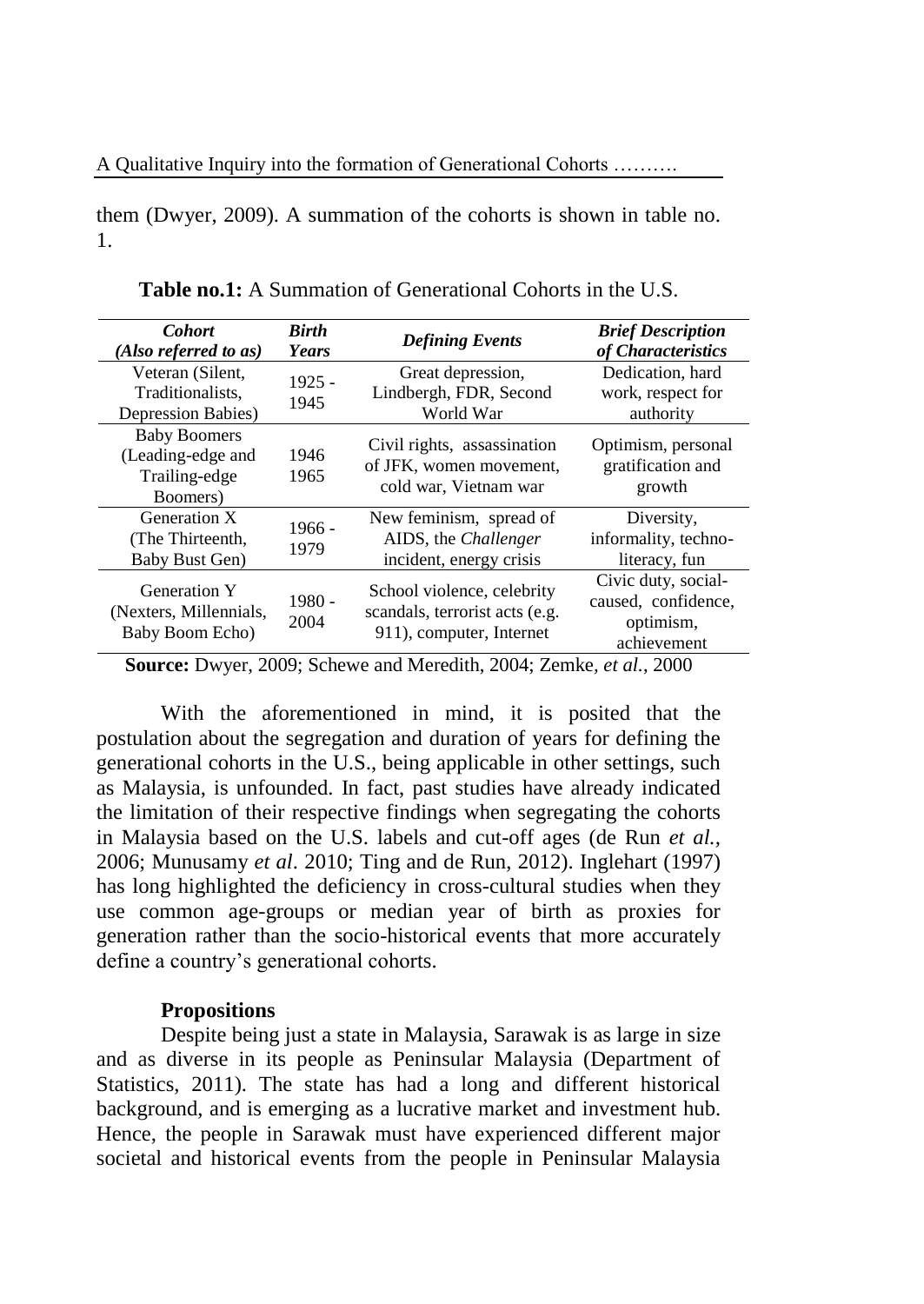them (Dwyer, 2009). A summation of the cohorts is shown in table no. 1.

**Table no.1:** A Summation of Generational Cohorts in the U.S.

| ***Cohort (Also referred to as)*** | ***Birth Years*** | ***Defining Events*** | ***Brief Description of Characteristics*** |
|---|---|---|---|
| Veteran (Silent, Traditionalists, Depression Babies) | 1925 - 1945 | Great depression, Lindbergh, FDR, Second World War | Dedication, hard work, respect for authority |
| Baby Boomers (Leading-edge and Trailing-edge Boomers) | 1946 1965 | Civil rights, assassination of JFK, women movement, cold war, Vietnam war | Optimism, personal gratification and growth |
| Generation X (The Thirteenth, Baby Bust Gen) | 1966 - 1979 | New feminism, spread of AIDS, the *Challenger* incident, energy crisis | Diversity, informality, techno-literacy, fun |
| Generation Y (Nexters, Millennials, Baby Boom Echo) | 1980 - 2004 | School violence, celebrity scandals, terrorist acts (e.g. 911), computer, Internet | Civic duty, social-caused, confidence, optimism, achievement |

**Source:** Dwyer, 2009; Schewe and Meredith, 2004; Zemke, *et al.*, 2000

With the aforementioned in mind, it is posited that the postulation about the segregation and duration of years for defining the generational cohorts in the U.S., being applicable in other settings, such as Malaysia, is unfounded. In fact, past studies have already indicated the limitation of their respective findings when segregating the cohorts in Malaysia based on the U.S. labels and cut-off ages (de Run *et al.*, 2006; Munusamy *et al*. 2010; Ting and de Run, 2012). Inglehart (1997) has long highlighted the deficiency in cross-cultural studies when they use common age-groups or median year of birth as proxies for generation rather than the socio-historical events that more accurately define a country's generational cohorts.

**Propositions**

Despite being just a state in Malaysia, Sarawak is as large in size and as diverse in its people as Peninsular Malaysia (Department of Statistics, 2011). The state has had a long and different historical background, and is emerging as a lucrative market and investment hub. Hence, the people in Sarawak must have experienced different major societal and historical events from the people in Peninsular Malaysia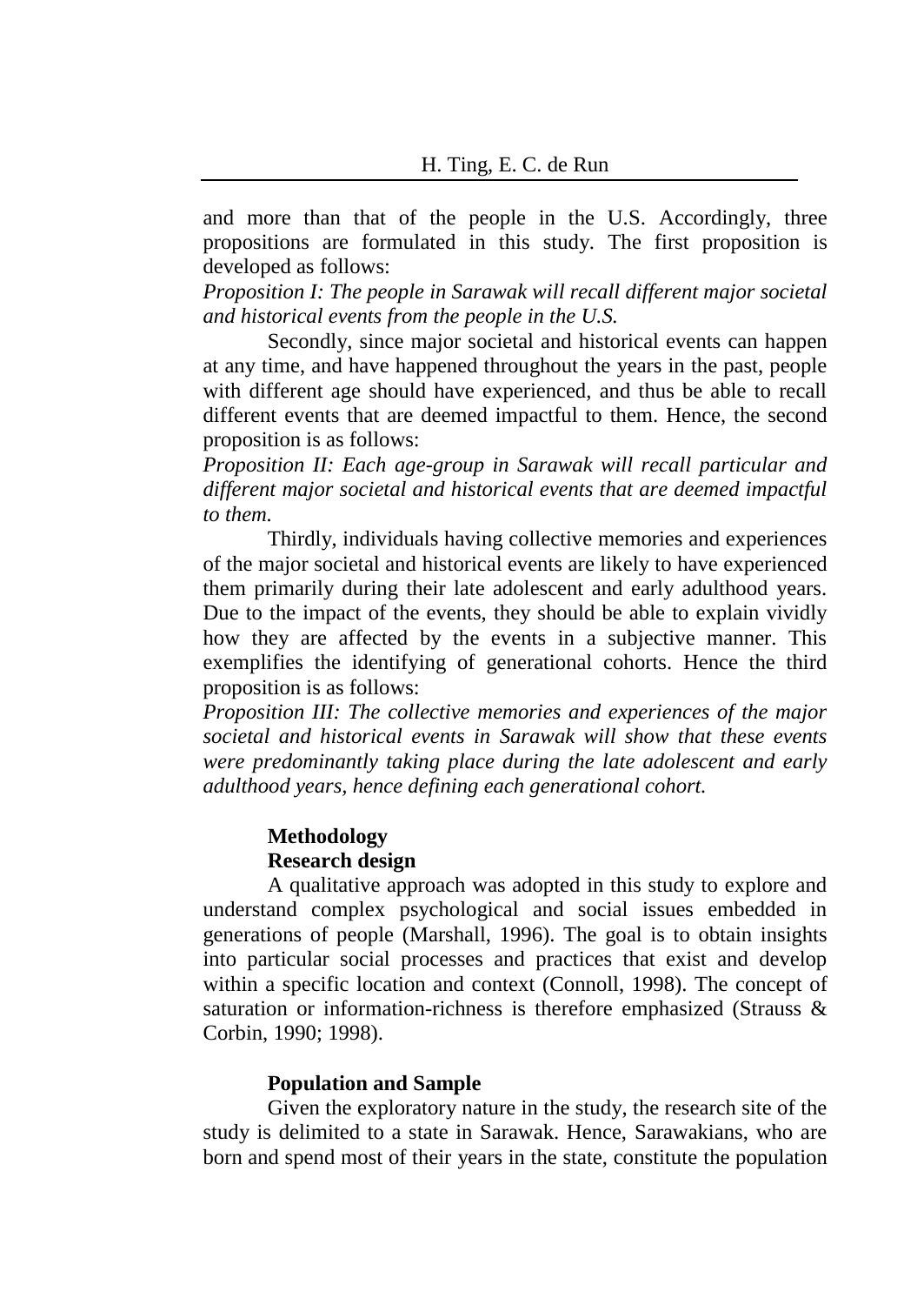and more than that of the people in the U.S. Accordingly, three propositions are formulated in this study. The first proposition is developed as follows:

*Proposition I: The people in Sarawak will recall different major societal and historical events from the people in the U.S.*

Secondly, since major societal and historical events can happen at any time, and have happened throughout the years in the past, people with different age should have experienced, and thus be able to recall different events that are deemed impactful to them. Hence, the second proposition is as follows:

*Proposition II: Each age-group in Sarawak will recall particular and different major societal and historical events that are deemed impactful to them.*

Thirdly, individuals having collective memories and experiences of the major societal and historical events are likely to have experienced them primarily during their late adolescent and early adulthood years. Due to the impact of the events, they should be able to explain vividly how they are affected by the events in a subjective manner. This exemplifies the identifying of generational cohorts. Hence the third proposition is as follows:

*Proposition III: The collective memories and experiences of the major societal and historical events in Sarawak will show that these events were predominantly taking place during the late adolescent and early adulthood years, hence defining each generational cohort.*

## Methodology

### Research design

A qualitative approach was adopted in this study to explore and understand complex psychological and social issues embedded in generations of people (Marshall, 1996). The goal is to obtain insights into particular social processes and practices that exist and develop within a specific location and context (Connoll, 1998). The concept of saturation or information-richness is therefore emphasized (Strauss & Corbin, 1990; 1998).

### Population and Sample

Given the exploratory nature in the study, the research site of the study is delimited to a state in Sarawak. Hence, Sarawakians, who are born and spend most of their years in the state, constitute the population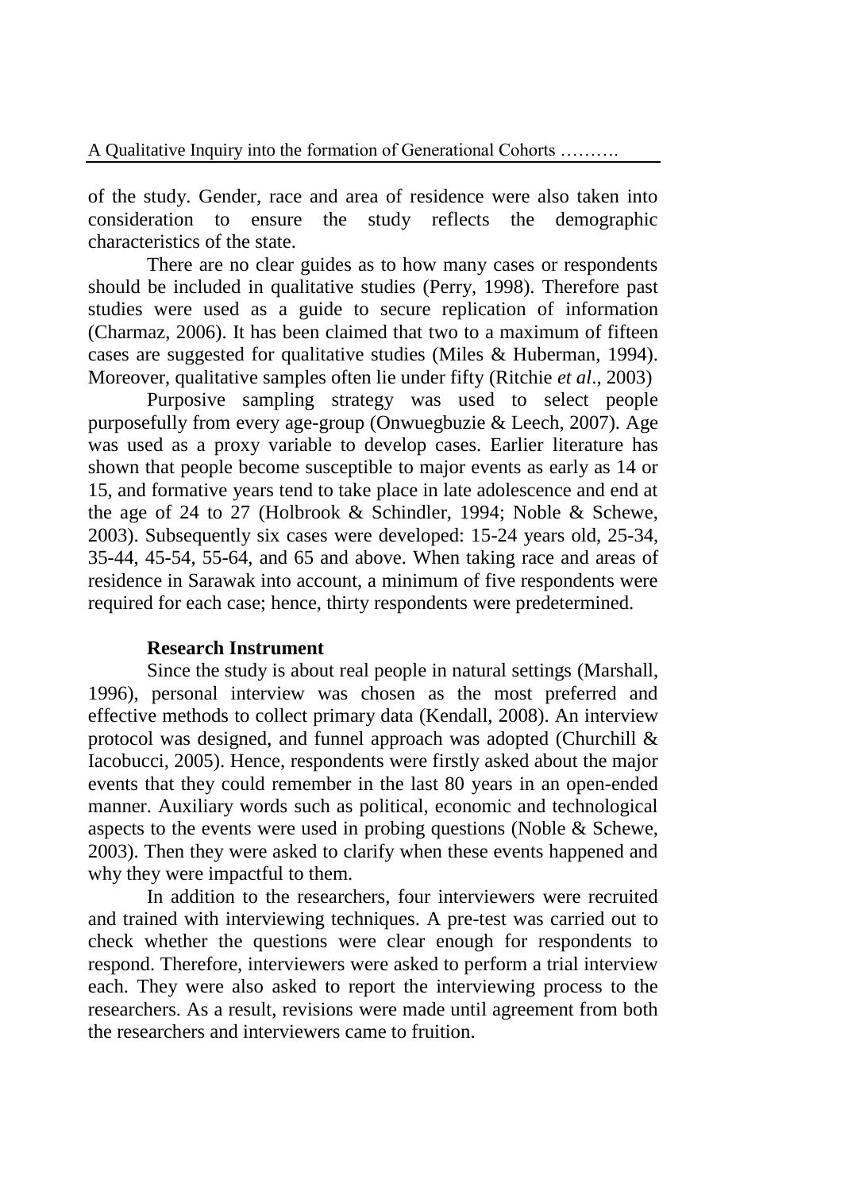of the study. Gender, race and area of residence were also taken into consideration to ensure the study reflects the demographic characteristics of the state.

There are no clear guides as to how many cases or respondents should be included in qualitative studies (Perry, 1998). Therefore past studies were used as a guide to secure replication of information (Charmaz, 2006). It has been claimed that two to a maximum of fifteen cases are suggested for qualitative studies (Miles & Huberman, 1994). Moreover, qualitative samples often lie under fifty (Ritchie *et al*., 2003)

Purposive sampling strategy was used to select people purposefully from every age-group (Onwuegbuzie & Leech, 2007). Age was used as a proxy variable to develop cases. Earlier literature has shown that people become susceptible to major events as early as 14 or 15, and formative years tend to take place in late adolescence and end at the age of 24 to 27 (Holbrook & Schindler, 1994; Noble & Schewe, 2003). Subsequently six cases were developed: 15-24 years old, 25-34, 35-44, 45-54, 55-64, and 65 and above. When taking race and areas of residence in Sarawak into account, a minimum of five respondents were required for each case; hence, thirty respondents were predetermined.

### Research Instrument

Since the study is about real people in natural settings (Marshall, 1996), personal interview was chosen as the most preferred and effective methods to collect primary data (Kendall, 2008). An interview protocol was designed, and funnel approach was adopted (Churchill & Iacobucci, 2005). Hence, respondents were firstly asked about the major events that they could remember in the last 80 years in an open-ended manner. Auxiliary words such as political, economic and technological aspects to the events were used in probing questions (Noble & Schewe, 2003). Then they were asked to clarify when these events happened and why they were impactful to them.

In addition to the researchers, four interviewers were recruited and trained with interviewing techniques. A pre-test was carried out to check whether the questions were clear enough for respondents to respond. Therefore, interviewers were asked to perform a trial interview each. They were also asked to report the interviewing process to the researchers. As a result, revisions were made until agreement from both the researchers and interviewers came to fruition.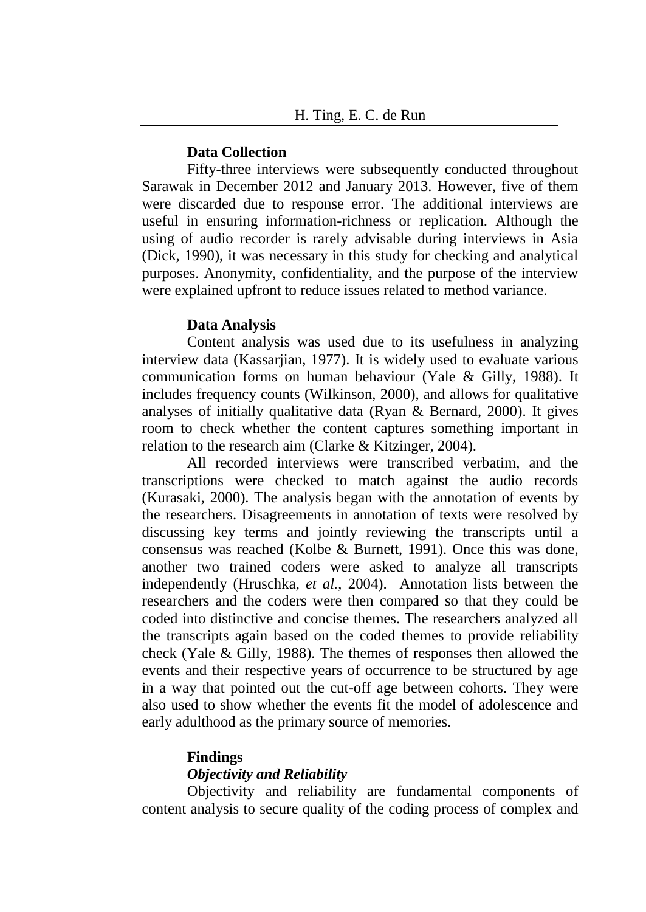### Data Collection

Fifty-three interviews were subsequently conducted throughout Sarawak in December 2012 and January 2013. However, five of them were discarded due to response error. The additional interviews are useful in ensuring information-richness or replication. Although the using of audio recorder is rarely advisable during interviews in Asia (Dick, 1990), it was necessary in this study for checking and analytical purposes. Anonymity, confidentiality, and the purpose of the interview were explained upfront to reduce issues related to method variance.

### Data Analysis

Content analysis was used due to its usefulness in analyzing interview data (Kassarjian, 1977). It is widely used to evaluate various communication forms on human behaviour (Yale & Gilly, 1988). It includes frequency counts (Wilkinson, 2000), and allows for qualitative analyses of initially qualitative data (Ryan & Bernard, 2000). It gives room to check whether the content captures something important in relation to the research aim (Clarke & Kitzinger, 2004).

All recorded interviews were transcribed verbatim, and the transcriptions were checked to match against the audio records (Kurasaki, 2000). The analysis began with the annotation of events by the researchers. Disagreements in annotation of texts were resolved by discussing key terms and jointly reviewing the transcripts until a consensus was reached (Kolbe & Burnett, 1991). Once this was done, another two trained coders were asked to analyze all transcripts independently (Hruschka, *et al.*, 2004). Annotation lists between the researchers and the coders were then compared so that they could be coded into distinctive and concise themes. The researchers analyzed all the transcripts again based on the coded themes to provide reliability check (Yale & Gilly, 1988). The themes of responses then allowed the events and their respective years of occurrence to be structured by age in a way that pointed out the cut-off age between cohorts. They were also used to show whether the events fit the model of adolescence and early adulthood as the primary source of memories.

### Findings

#### *Objectivity and Reliability*

Objectivity and reliability are fundamental components of content analysis to secure quality of the coding process of complex and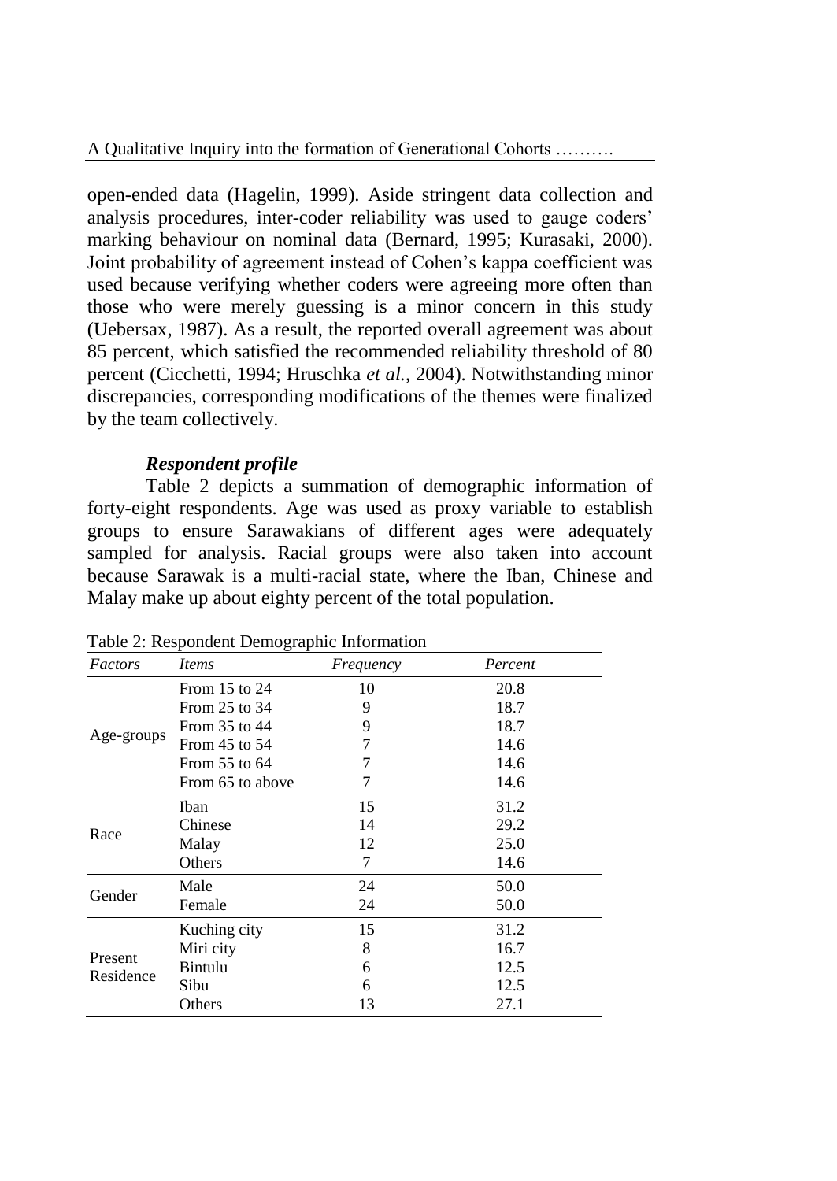open-ended data (Hagelin, 1999). Aside stringent data collection and analysis procedures, inter-coder reliability was used to gauge coders' marking behaviour on nominal data (Bernard, 1995; Kurasaki, 2000). Joint probability of agreement instead of Cohen's kappa coefficient was used because verifying whether coders were agreeing more often than those who were merely guessing is a minor concern in this study (Uebersax, 1987). As a result, the reported overall agreement was about 85 percent, which satisfied the recommended reliability threshold of 80 percent (Cicchetti, 1994; Hruschka *et al.*, 2004). Notwithstanding minor discrepancies, corresponding modifications of the themes were finalized by the team collectively.

### *Respondent profile*

Table 2 depicts a summation of demographic information of forty-eight respondents. Age was used as proxy variable to establish groups to ensure Sarawakians of different ages were adequately sampled for analysis. Racial groups were also taken into account because Sarawak is a multi-racial state, where the Iban, Chinese and Malay make up about eighty percent of the total population.

Table 2: Respondent Demographic Information

| *Factors* | *Items* | *Frequency* | *Percent* |
|---|---|---|---|
| Age-groups | From 15 to 24 | 10 | 20.8 |
| | From 25 to 34 | 9 | 18.7 |
| | From 35 to 44 | 9 | 18.7 |
| | From 45 to 54 | 7 | 14.6 |
| | From 55 to 64 | 7 | 14.6 |
| | From 65 to above | 7 | 14.6 |
| Race | Iban | 15 | 31.2 |
| | Chinese | 14 | 29.2 |
| | Malay | 12 | 25.0 |
| | Others | 7 | 14.6 |
| Gender | Male | 24 | 50.0 |
| | Female | 24 | 50.0 |
| Present Residence | Kuching city | 15 | 31.2 |
| | Miri city | 8 | 16.7 |
| | Bintulu | 6 | 12.5 |
| | Sibu | 6 | 12.5 |
| | Others | 13 | 27.1 |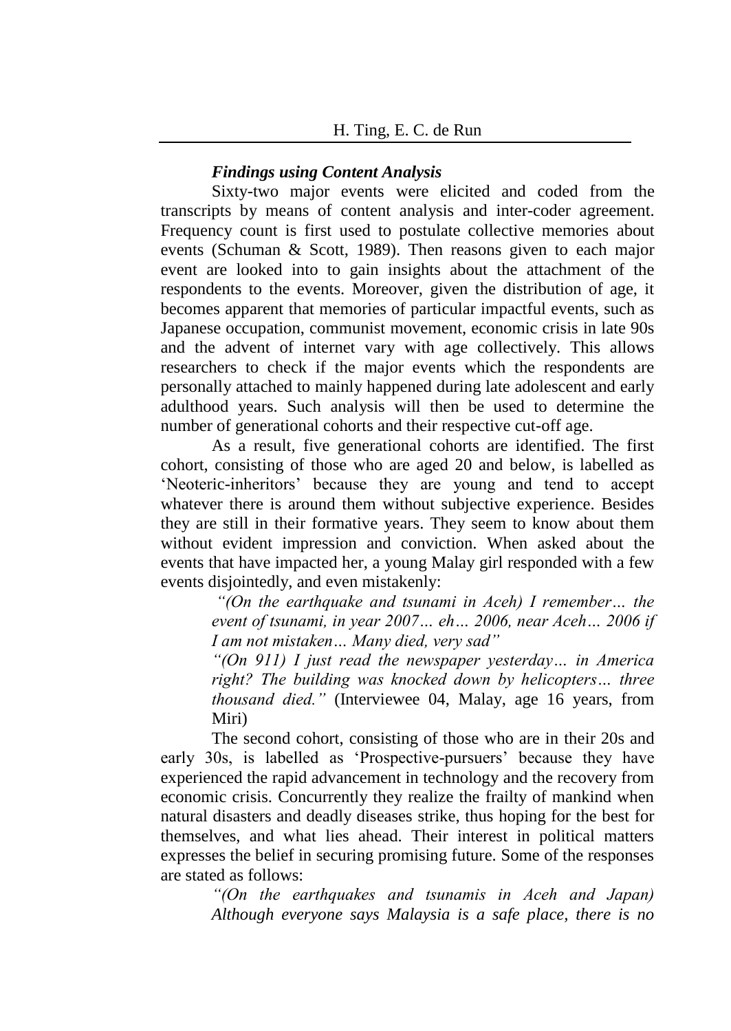### *Findings using Content Analysis*

Sixty-two major events were elicited and coded from the transcripts by means of content analysis and inter-coder agreement. Frequency count is first used to postulate collective memories about events (Schuman & Scott, 1989). Then reasons given to each major event are looked into to gain insights about the attachment of the respondents to the events. Moreover, given the distribution of age, it becomes apparent that memories of particular impactful events, such as Japanese occupation, communist movement, economic crisis in late 90s and the advent of internet vary with age collectively. This allows researchers to check if the major events which the respondents are personally attached to mainly happened during late adolescent and early adulthood years. Such analysis will then be used to determine the number of generational cohorts and their respective cut-off age.

As a result, five generational cohorts are identified. The first cohort, consisting of those who are aged 20 and below, is labelled as 'Neoteric-inheritors' because they are young and tend to accept whatever there is around them without subjective experience. Besides they are still in their formative years. They seem to know about them without evident impression and conviction. When asked about the events that have impacted her, a young Malay girl responded with a few events disjointedly, and even mistakenly:

> *"(On the earthquake and tsunami in Aceh) I remember… the event of tsunami, in year 2007… eh… 2006, near Aceh… 2006 if I am not mistaken… Many died, very sad"*
>
> *"(On 911) I just read the newspaper yesterday… in America right? The building was knocked down by helicopters… three thousand died."* (Interviewee 04, Malay, age 16 years, from Miri)

The second cohort, consisting of those who are in their 20s and early 30s, is labelled as 'Prospective-pursuers' because they have experienced the rapid advancement in technology and the recovery from economic crisis. Concurrently they realize the frailty of mankind when natural disasters and deadly diseases strike, thus hoping for the best for themselves, and what lies ahead. Their interest in political matters expresses the belief in securing promising future. Some of the responses are stated as follows:

> *"(On the earthquakes and tsunamis in Aceh and Japan) Although everyone says Malaysia is a safe place, there is no*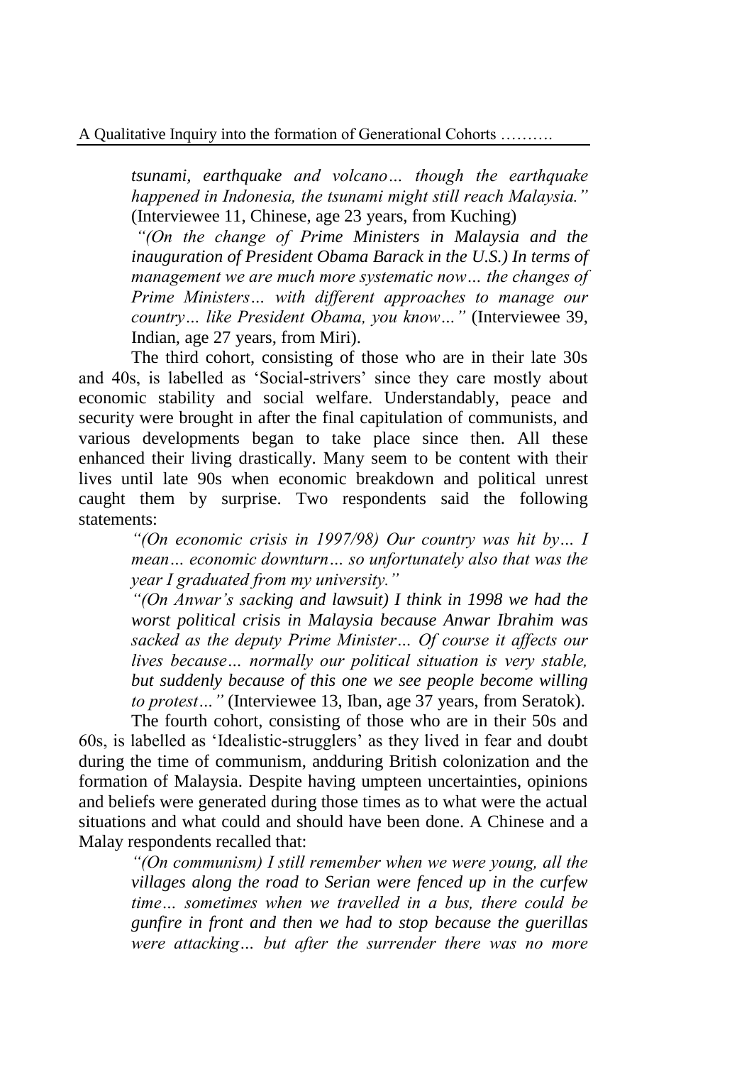*tsunami, earthquake and volcano… though the earthquake happened in Indonesia, the tsunami might still reach Malaysia."* (Interviewee 11, Chinese, age 23 years, from Kuching)

> *"(On the change of Prime Ministers in Malaysia and the inauguration of President Obama Barack in the U.S.) In terms of management we are much more systematic now… the changes of Prime Ministers… with different approaches to manage our country… like President Obama, you know…"* (Interviewee 39, Indian, age 27 years, from Miri).

The third cohort, consisting of those who are in their late 30s and 40s, is labelled as 'Social-strivers' since they care mostly about economic stability and social welfare. Understandably, peace and security were brought in after the final capitulation of communists, and various developments began to take place since then. All these enhanced their living drastically. Many seem to be content with their lives until late 90s when economic breakdown and political unrest caught them by surprise. Two respondents said the following statements:

> *"(On economic crisis in 1997/98) Our country was hit by… I mean… economic downturn… so unfortunately also that was the year I graduated from my university."*
>
> *"(On Anwar's sacking and lawsuit) I think in 1998 we had the worst political crisis in Malaysia because Anwar Ibrahim was sacked as the deputy Prime Minister… Of course it affects our lives because… normally our political situation is very stable, but suddenly because of this one we see people become willing to protest…"* (Interviewee 13, Iban, age 37 years, from Seratok).

The fourth cohort, consisting of those who are in their 50s and 60s, is labelled as 'Idealistic-strugglers' as they lived in fear and doubt during the time of communism, andduring British colonization and the formation of Malaysia. Despite having umpteen uncertainties, opinions and beliefs were generated during those times as to what were the actual situations and what could and should have been done. A Chinese and a Malay respondents recalled that:

> *"(On communism) I still remember when we were young, all the villages along the road to Serian were fenced up in the curfew time… sometimes when we travelled in a bus, there could be gunfire in front and then we had to stop because the guerillas were attacking… but after the surrender there was no more*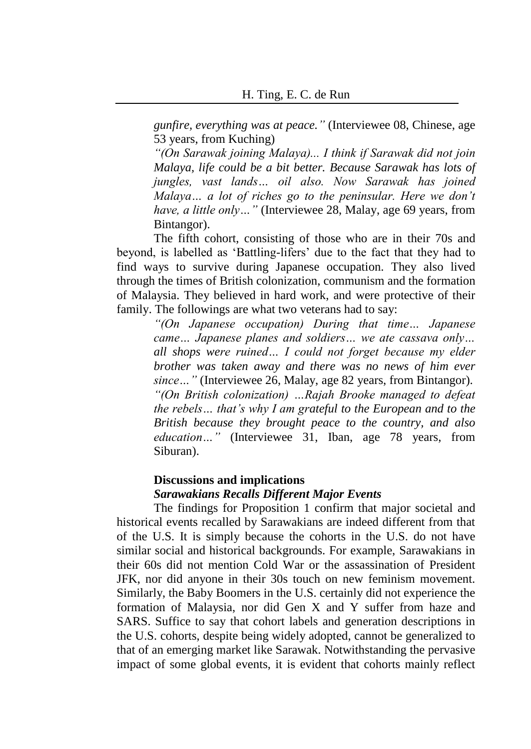*gunfire, everything was at peace."* (Interviewee 08, Chinese, age 53 years, from Kuching)

*"(On Sarawak joining Malaya)... I think if Sarawak did not join Malaya, life could be a bit better. Because Sarawak has lots of jungles, vast lands… oil also. Now Sarawak has joined Malaya… a lot of riches go to the peninsular. Here we don't have, a little only…"* (Interviewee 28, Malay, age 69 years, from Bintangor).

The fifth cohort, consisting of those who are in their 70s and beyond, is labelled as 'Battling-lifers' due to the fact that they had to find ways to survive during Japanese occupation. They also lived through the times of British colonization, communism and the formation of Malaysia. They believed in hard work, and were protective of their family. The followings are what two veterans had to say:

*"(On Japanese occupation) During that time… Japanese came… Japanese planes and soldiers… we ate cassava only… all shops were ruined… I could not forget because my elder brother was taken away and there was no news of him ever since…"* (Interviewee 26, Malay, age 82 years, from Bintangor).

*"(On British colonization) …Rajah Brooke managed to defeat the rebels… that's why I am grateful to the European and to the British because they brought peace to the country, and also education…"* (Interviewee 31, Iban, age 78 years, from Siburan).

## Discussions and implications

### *Sarawakians Recalls Different Major Events*

The findings for Proposition 1 confirm that major societal and historical events recalled by Sarawakians are indeed different from that of the U.S. It is simply because the cohorts in the U.S. do not have similar social and historical backgrounds. For example, Sarawakians in their 60s did not mention Cold War or the assassination of President JFK, nor did anyone in their 30s touch on new feminism movement. Similarly, the Baby Boomers in the U.S. certainly did not experience the formation of Malaysia, nor did Gen X and Y suffer from haze and SARS. Suffice to say that cohort labels and generation descriptions in the U.S. cohorts, despite being widely adopted, cannot be generalized to that of an emerging market like Sarawak. Notwithstanding the pervasive impact of some global events, it is evident that cohorts mainly reflect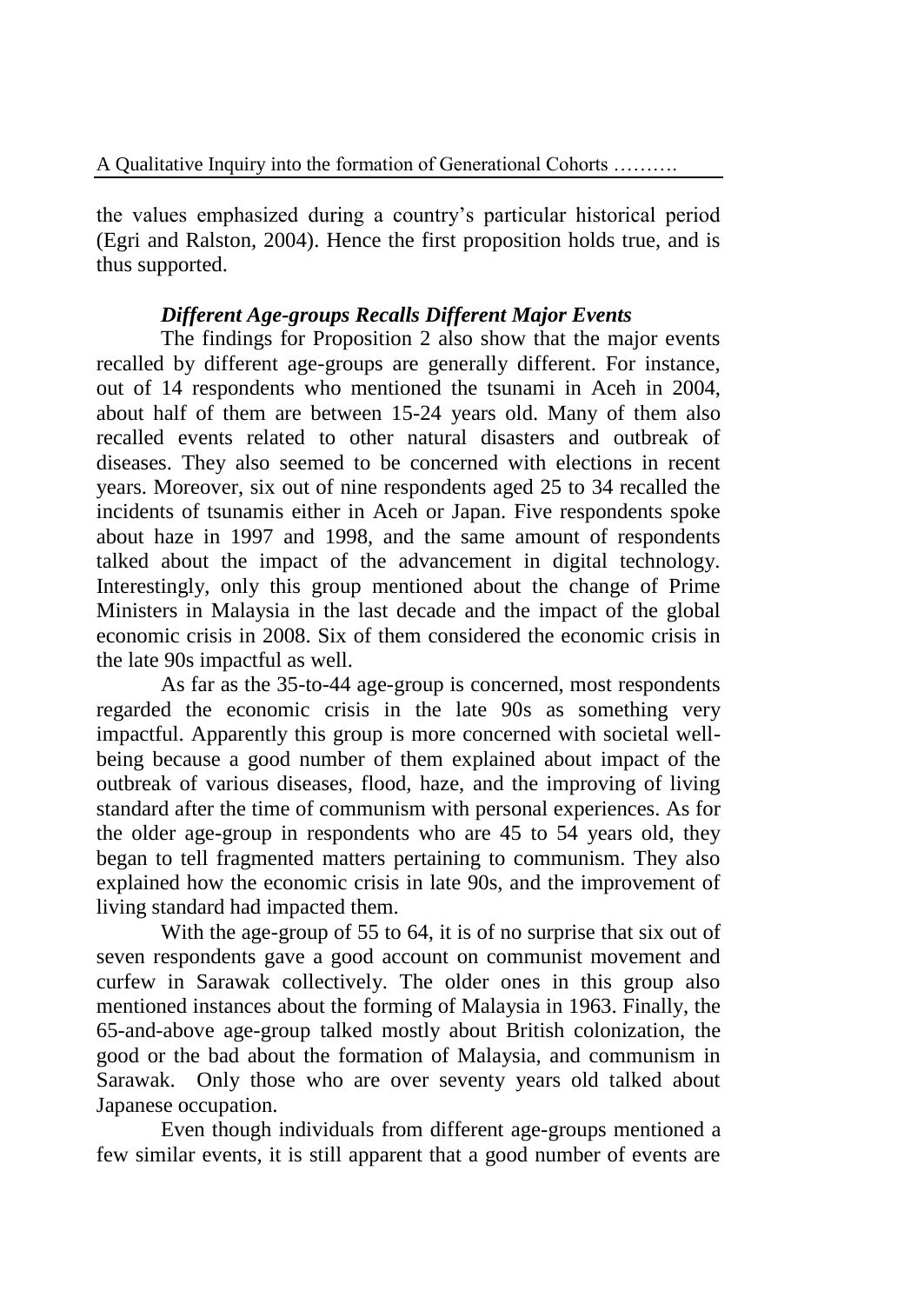the values emphasized during a country's particular historical period (Egri and Ralston, 2004). Hence the first proposition holds true, and is thus supported.

### *Different Age-groups Recalls Different Major Events*

The findings for Proposition 2 also show that the major events recalled by different age-groups are generally different. For instance, out of 14 respondents who mentioned the tsunami in Aceh in 2004, about half of them are between 15-24 years old. Many of them also recalled events related to other natural disasters and outbreak of diseases. They also seemed to be concerned with elections in recent years. Moreover, six out of nine respondents aged 25 to 34 recalled the incidents of tsunamis either in Aceh or Japan. Five respondents spoke about haze in 1997 and 1998, and the same amount of respondents talked about the impact of the advancement in digital technology. Interestingly, only this group mentioned about the change of Prime Ministers in Malaysia in the last decade and the impact of the global economic crisis in 2008. Six of them considered the economic crisis in the late 90s impactful as well.

As far as the 35-to-44 age-group is concerned, most respondents regarded the economic crisis in the late 90s as something very impactful. Apparently this group is more concerned with societal well-being because a good number of them explained about impact of the outbreak of various diseases, flood, haze, and the improving of living standard after the time of communism with personal experiences. As for the older age-group in respondents who are 45 to 54 years old, they began to tell fragmented matters pertaining to communism. They also explained how the economic crisis in late 90s, and the improvement of living standard had impacted them.

With the age-group of 55 to 64, it is of no surprise that six out of seven respondents gave a good account on communist movement and curfew in Sarawak collectively. The older ones in this group also mentioned instances about the forming of Malaysia in 1963. Finally, the 65-and-above age-group talked mostly about British colonization, the good or the bad about the formation of Malaysia, and communism in Sarawak. Only those who are over seventy years old talked about Japanese occupation.

Even though individuals from different age-groups mentioned a few similar events, it is still apparent that a good number of events are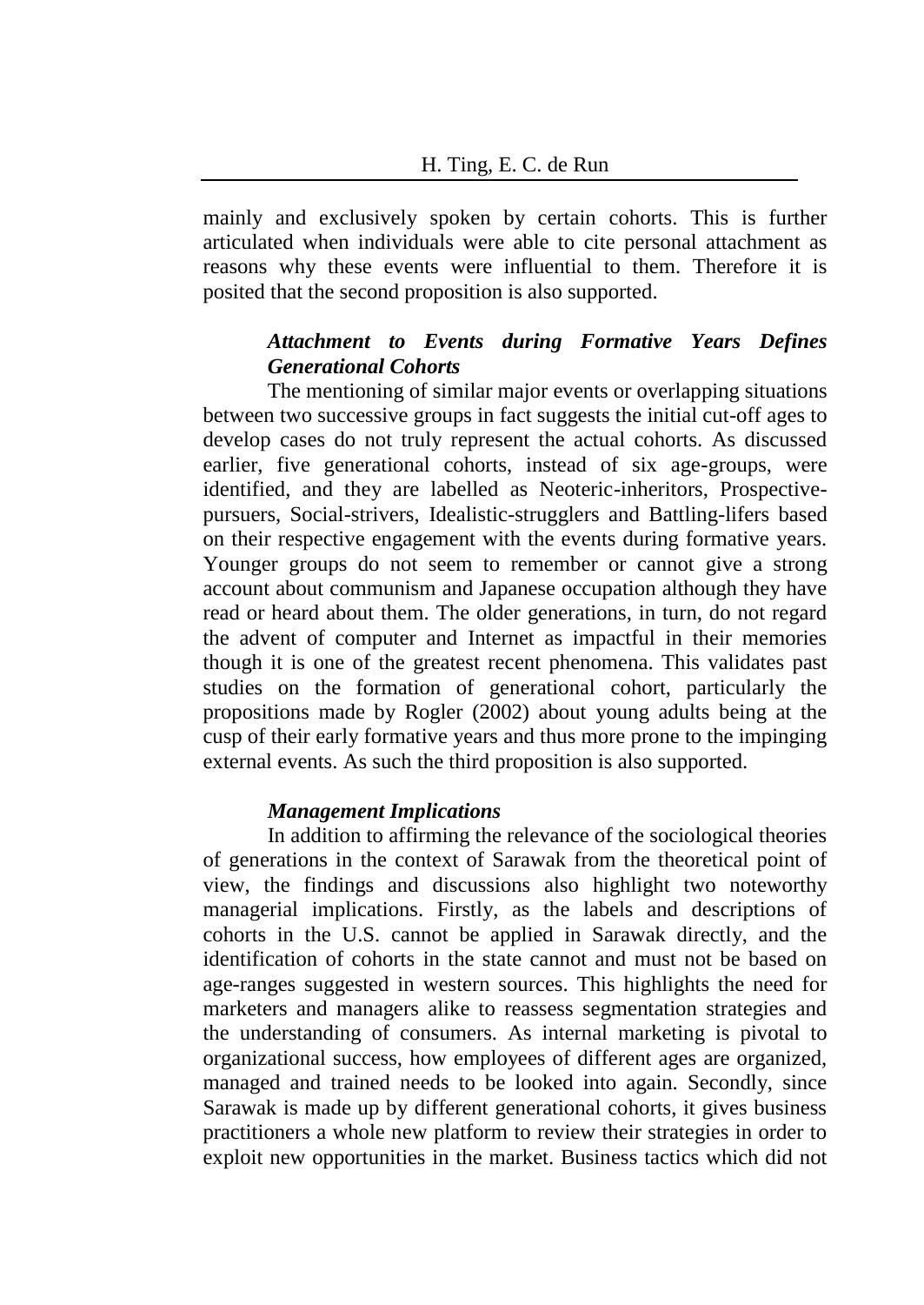mainly and exclusively spoken by certain cohorts. This is further articulated when individuals were able to cite personal attachment as reasons why these events were influential to them. Therefore it is posited that the second proposition is also supported.

### *Attachment to Events during Formative Years Defines Generational Cohorts*

The mentioning of similar major events or overlapping situations between two successive groups in fact suggests the initial cut-off ages to develop cases do not truly represent the actual cohorts. As discussed earlier, five generational cohorts, instead of six age-groups, were identified, and they are labelled as Neoteric-inheritors, Prospective-pursuers, Social-strivers, Idealistic-strugglers and Battling-lifers based on their respective engagement with the events during formative years. Younger groups do not seem to remember or cannot give a strong account about communism and Japanese occupation although they have read or heard about them. The older generations, in turn, do not regard the advent of computer and Internet as impactful in their memories though it is one of the greatest recent phenomena. This validates past studies on the formation of generational cohort, particularly the propositions made by Rogler (2002) about young adults being at the cusp of their early formative years and thus more prone to the impinging external events. As such the third proposition is also supported.

### *Management Implications*

In addition to affirming the relevance of the sociological theories of generations in the context of Sarawak from the theoretical point of view, the findings and discussions also highlight two noteworthy managerial implications. Firstly, as the labels and descriptions of cohorts in the U.S. cannot be applied in Sarawak directly, and the identification of cohorts in the state cannot and must not be based on age-ranges suggested in western sources. This highlights the need for marketers and managers alike to reassess segmentation strategies and the understanding of consumers. As internal marketing is pivotal to organizational success, how employees of different ages are organized, managed and trained needs to be looked into again. Secondly, since Sarawak is made up by different generational cohorts, it gives business practitioners a whole new platform to review their strategies in order to exploit new opportunities in the market. Business tactics which did not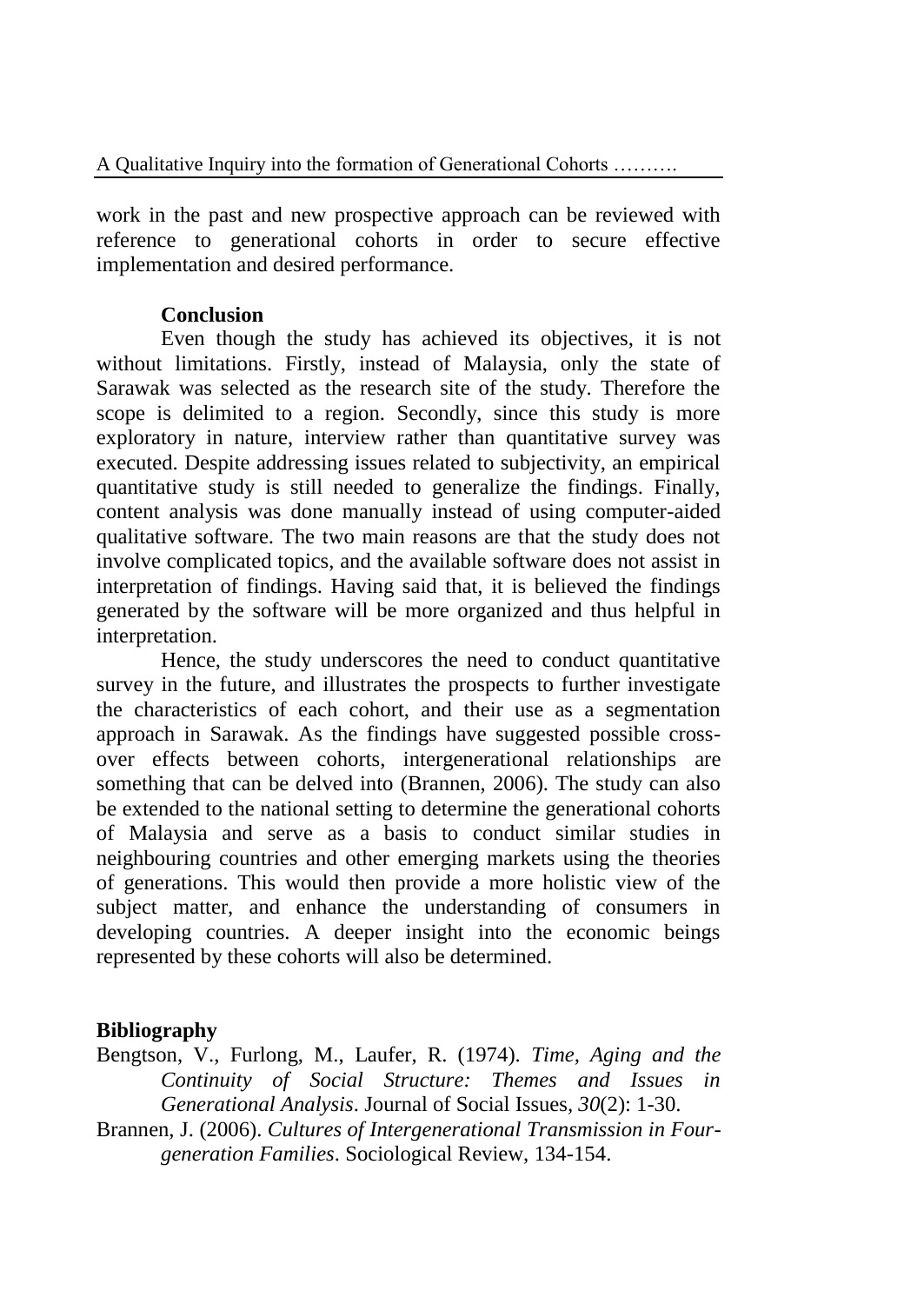work in the past and new prospective approach can be reviewed with reference to generational cohorts in order to secure effective implementation and desired performance.

## Conclusion

Even though the study has achieved its objectives, it is not without limitations. Firstly, instead of Malaysia, only the state of Sarawak was selected as the research site of the study. Therefore the scope is delimited to a region. Secondly, since this study is more exploratory in nature, interview rather than quantitative survey was executed. Despite addressing issues related to subjectivity, an empirical quantitative study is still needed to generalize the findings. Finally, content analysis was done manually instead of using computer-aided qualitative software. The two main reasons are that the study does not involve complicated topics, and the available software does not assist in interpretation of findings. Having said that, it is believed the findings generated by the software will be more organized and thus helpful in interpretation.

Hence, the study underscores the need to conduct quantitative survey in the future, and illustrates the prospects to further investigate the characteristics of each cohort, and their use as a segmentation approach in Sarawak. As the findings have suggested possible cross-over effects between cohorts, intergenerational relationships are something that can be delved into (Brannen, 2006). The study can also be extended to the national setting to determine the generational cohorts of Malaysia and serve as a basis to conduct similar studies in neighbouring countries and other emerging markets using the theories of generations. This would then provide a more holistic view of the subject matter, and enhance the understanding of consumers in developing countries. A deeper insight into the economic beings represented by these cohorts will also be determined.

## Bibliography

Bengtson, V., Furlong, M., Laufer, R. (1974). *Time, Aging and the Continuity of Social Structure: Themes and Issues in Generational Analysis*. Journal of Social Issues, *30*(2): 1-30.

Brannen, J. (2006). *Cultures of Intergenerational Transmission in Four-generation Families*. Sociological Review, 134-154.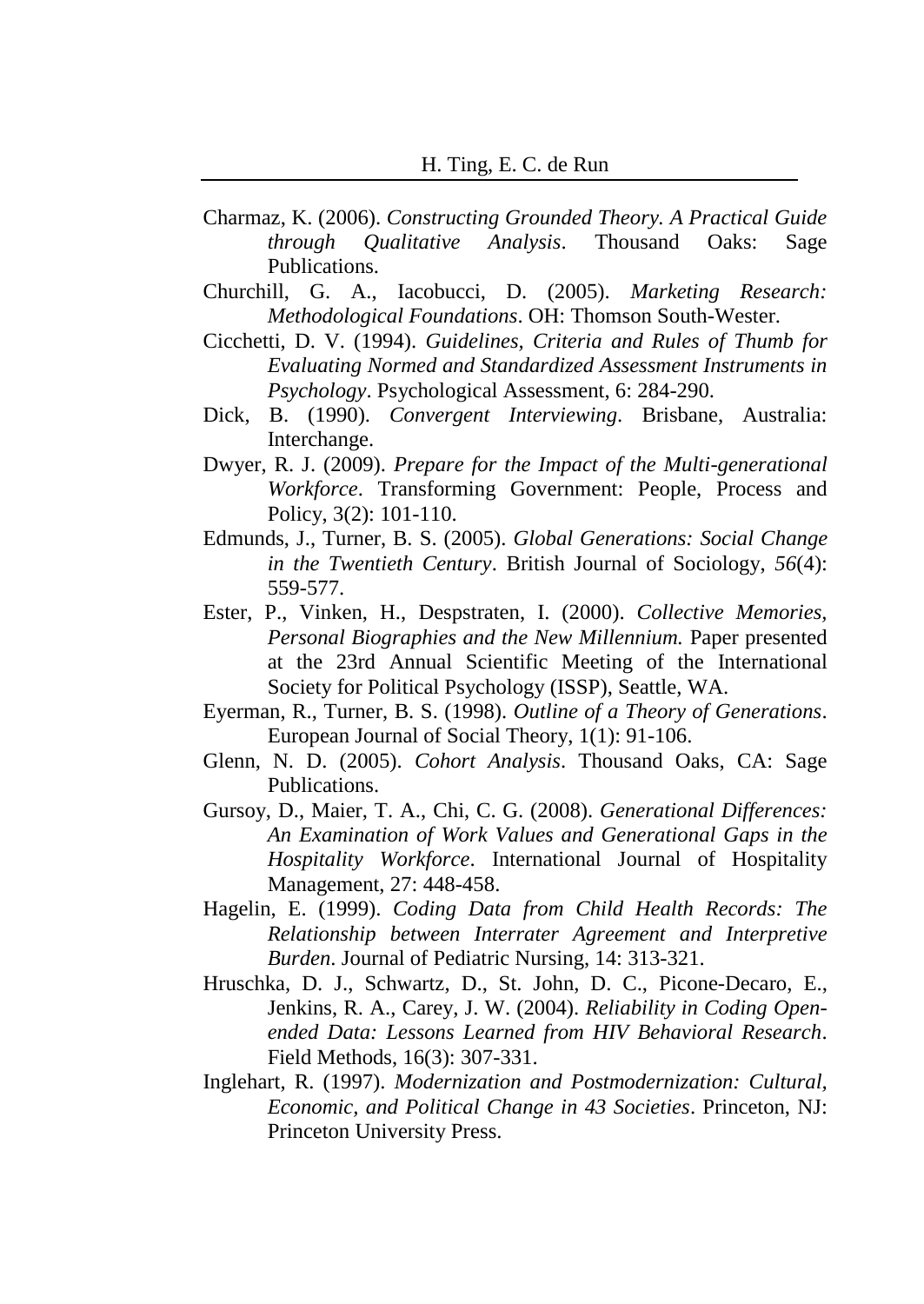Charmaz, K. (2006). *Constructing Grounded Theory. A Practical Guide through Qualitative Analysis*. Thousand Oaks: Sage Publications.

Churchill, G. A., Iacobucci, D. (2005). *Marketing Research: Methodological Foundations*. OH: Thomson South-Wester.

Cicchetti, D. V. (1994). *Guidelines, Criteria and Rules of Thumb for Evaluating Normed and Standardized Assessment Instruments in Psychology*. Psychological Assessment, 6: 284-290.

Dick, B. (1990). *Convergent Interviewing*. Brisbane, Australia: Interchange.

Dwyer, R. J. (2009). *Prepare for the Impact of the Multi-generational Workforce*. Transforming Government: People, Process and Policy, 3(2): 101-110.

Edmunds, J., Turner, B. S. (2005). *Global Generations: Social Change in the Twentieth Century*. British Journal of Sociology, *56*(4): 559-577.

Ester, P., Vinken, H., Despstraten, I. (2000). *Collective Memories, Personal Biographies and the New Millennium.* Paper presented at the 23rd Annual Scientific Meeting of the International Society for Political Psychology (ISSP), Seattle, WA.

Eyerman, R., Turner, B. S. (1998). *Outline of a Theory of Generations*. European Journal of Social Theory, 1(1): 91-106.

Glenn, N. D. (2005). *Cohort Analysis*. Thousand Oaks, CA: Sage Publications.

Gursoy, D., Maier, T. A., Chi, C. G. (2008). *Generational Differences: An Examination of Work Values and Generational Gaps in the Hospitality Workforce*. International Journal of Hospitality Management, 27: 448-458.

Hagelin, E. (1999). *Coding Data from Child Health Records: The Relationship between Interrater Agreement and Interpretive Burden*. Journal of Pediatric Nursing, 14: 313-321.

Hruschka, D. J., Schwartz, D., St. John, D. C., Picone-Decaro, E., Jenkins, R. A., Carey, J. W. (2004). *Reliability in Coding Open-ended Data: Lessons Learned from HIV Behavioral Research*. Field Methods, 16(3): 307-331.

Inglehart, R. (1997). *Modernization and Postmodernization: Cultural, Economic, and Political Change in 43 Societies*. Princeton, NJ: Princeton University Press.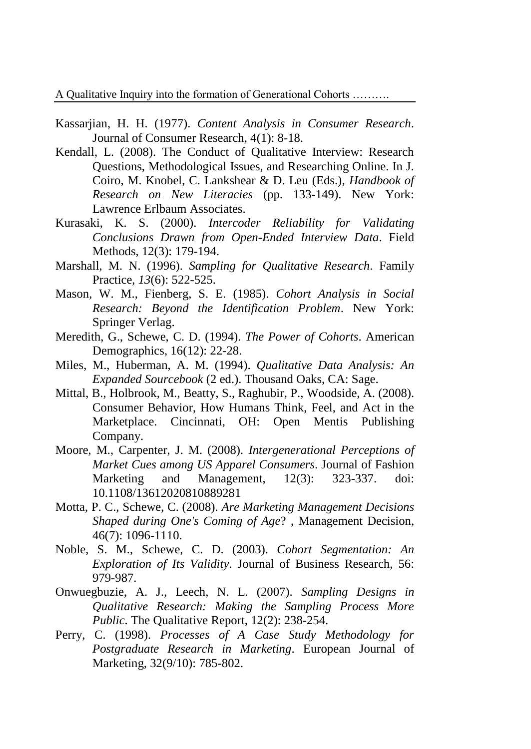Kassarjian, H. H. (1977). *Content Analysis in Consumer Research*. Journal of Consumer Research, 4(1): 8-18.

Kendall, L. (2008). The Conduct of Qualitative Interview: Research Questions, Methodological Issues, and Researching Online. In J. Coiro, M. Knobel, C. Lankshear & D. Leu (Eds.), *Handbook of Research on New Literacies* (pp. 133-149). New York: Lawrence Erlbaum Associates.

Kurasaki, K. S. (2000). *Intercoder Reliability for Validating Conclusions Drawn from Open-Ended Interview Data*. Field Methods, 12(3): 179-194.

Marshall, M. N. (1996). *Sampling for Qualitative Research*. Family Practice, *13*(6): 522-525.

Mason, W. M., Fienberg, S. E. (1985). *Cohort Analysis in Social Research: Beyond the Identification Problem*. New York: Springer Verlag.

Meredith, G., Schewe, C. D. (1994). *The Power of Cohorts*. American Demographics, 16(12): 22-28.

Miles, M., Huberman, A. M. (1994). *Qualitative Data Analysis: An Expanded Sourcebook* (2 ed.). Thousand Oaks, CA: Sage.

Mittal, B., Holbrook, M., Beatty, S., Raghubir, P., Woodside, A. (2008). Consumer Behavior, How Humans Think, Feel, and Act in the Marketplace. Cincinnati, OH: Open Mentis Publishing Company.

Moore, M., Carpenter, J. M. (2008). *Intergenerational Perceptions of Market Cues among US Apparel Consumers*. Journal of Fashion Marketing and Management, 12(3): 323-337. doi: 10.1108/13612020810889281

Motta, P. C., Schewe, C. (2008). *Are Marketing Management Decisions Shaped during One's Coming of Age*? , Management Decision, 46(7): 1096-1110.

Noble, S. M., Schewe, C. D. (2003). *Cohort Segmentation: An Exploration of Its Validity*. Journal of Business Research, 56: 979-987.

Onwuegbuzie, A. J., Leech, N. L. (2007). *Sampling Designs in Qualitative Research: Making the Sampling Process More Public*. The Qualitative Report, 12(2): 238-254.

Perry, C. (1998). *Processes of A Case Study Methodology for Postgraduate Research in Marketing*. European Journal of Marketing, 32(9/10): 785-802.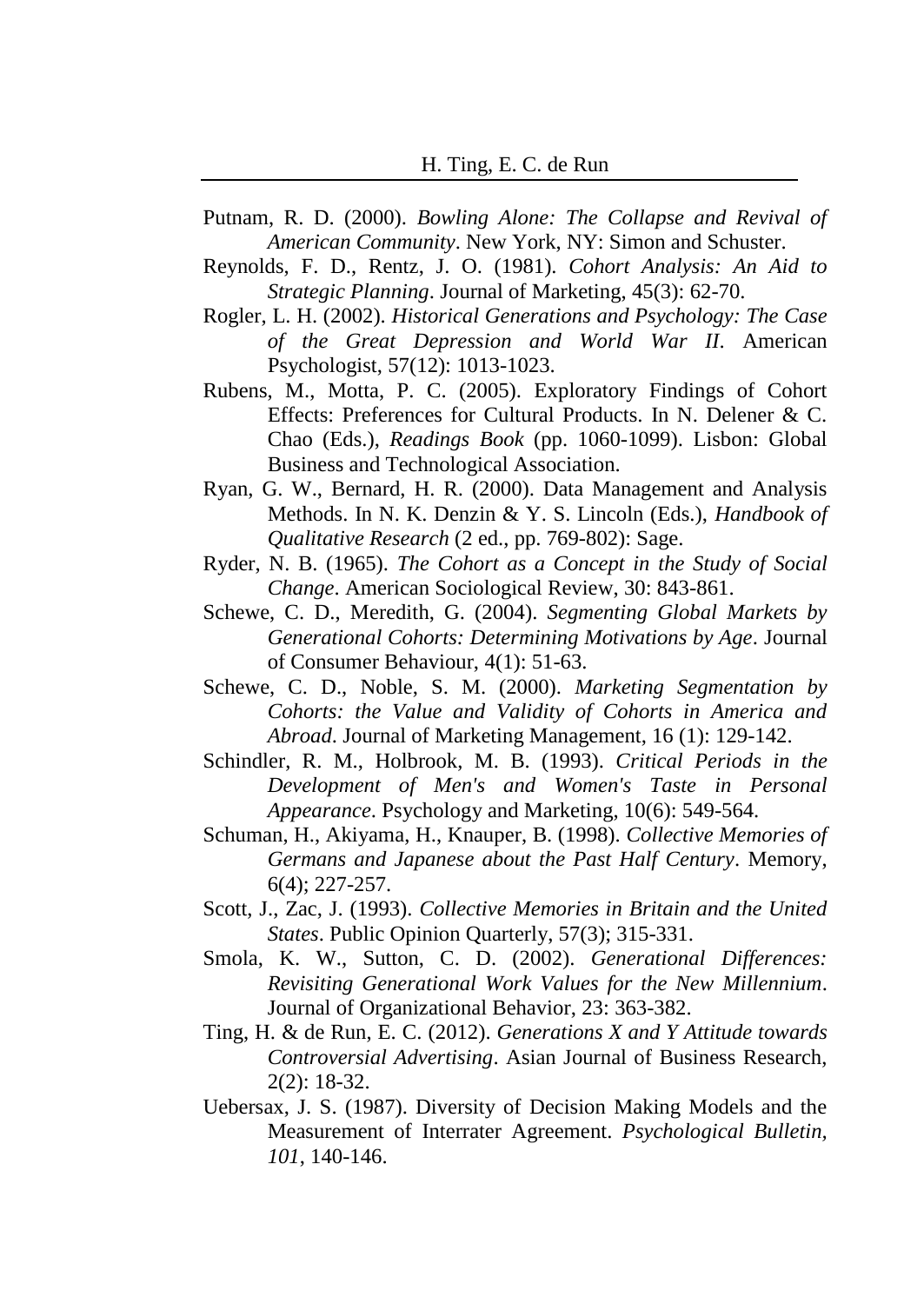Putnam, R. D. (2000). *Bowling Alone: The Collapse and Revival of American Community*. New York, NY: Simon and Schuster.

Reynolds, F. D., Rentz, J. O. (1981). *Cohort Analysis: An Aid to Strategic Planning*. Journal of Marketing, 45(3): 62-70.

Rogler, L. H. (2002). *Historical Generations and Psychology: The Case of the Great Depression and World War II*. American Psychologist, 57(12): 1013-1023.

Rubens, M., Motta, P. C. (2005). Exploratory Findings of Cohort Effects: Preferences for Cultural Products. In N. Delener & C. Chao (Eds.), *Readings Book* (pp. 1060-1099). Lisbon: Global Business and Technological Association.

Ryan, G. W., Bernard, H. R. (2000). Data Management and Analysis Methods. In N. K. Denzin & Y. S. Lincoln (Eds.), *Handbook of Qualitative Research* (2 ed., pp. 769-802): Sage.

Ryder, N. B. (1965). *The Cohort as a Concept in the Study of Social Change*. American Sociological Review, 30: 843-861.

Schewe, C. D., Meredith, G. (2004). *Segmenting Global Markets by Generational Cohorts: Determining Motivations by Age*. Journal of Consumer Behaviour, 4(1): 51-63.

Schewe, C. D., Noble, S. M. (2000). *Marketing Segmentation by Cohorts: the Value and Validity of Cohorts in America and Abroad*. Journal of Marketing Management, 16 (1): 129-142.

Schindler, R. M., Holbrook, M. B. (1993). *Critical Periods in the Development of Men's and Women's Taste in Personal Appearance*. Psychology and Marketing, 10(6): 549-564.

Schuman, H., Akiyama, H., Knauper, B. (1998). *Collective Memories of Germans and Japanese about the Past Half Century*. Memory, 6(4); 227-257.

Scott, J., Zac, J. (1993). *Collective Memories in Britain and the United States*. Public Opinion Quarterly, 57(3); 315-331.

Smola, K. W., Sutton, C. D. (2002). *Generational Differences: Revisiting Generational Work Values for the New Millennium*. Journal of Organizational Behavior, 23: 363-382.

Ting, H. & de Run, E. C. (2012). *Generations X and Y Attitude towards Controversial Advertising*. Asian Journal of Business Research, 2(2): 18-32.

Uebersax, J. S. (1987). Diversity of Decision Making Models and the Measurement of Interrater Agreement. *Psychological Bulletin, 101*, 140-146.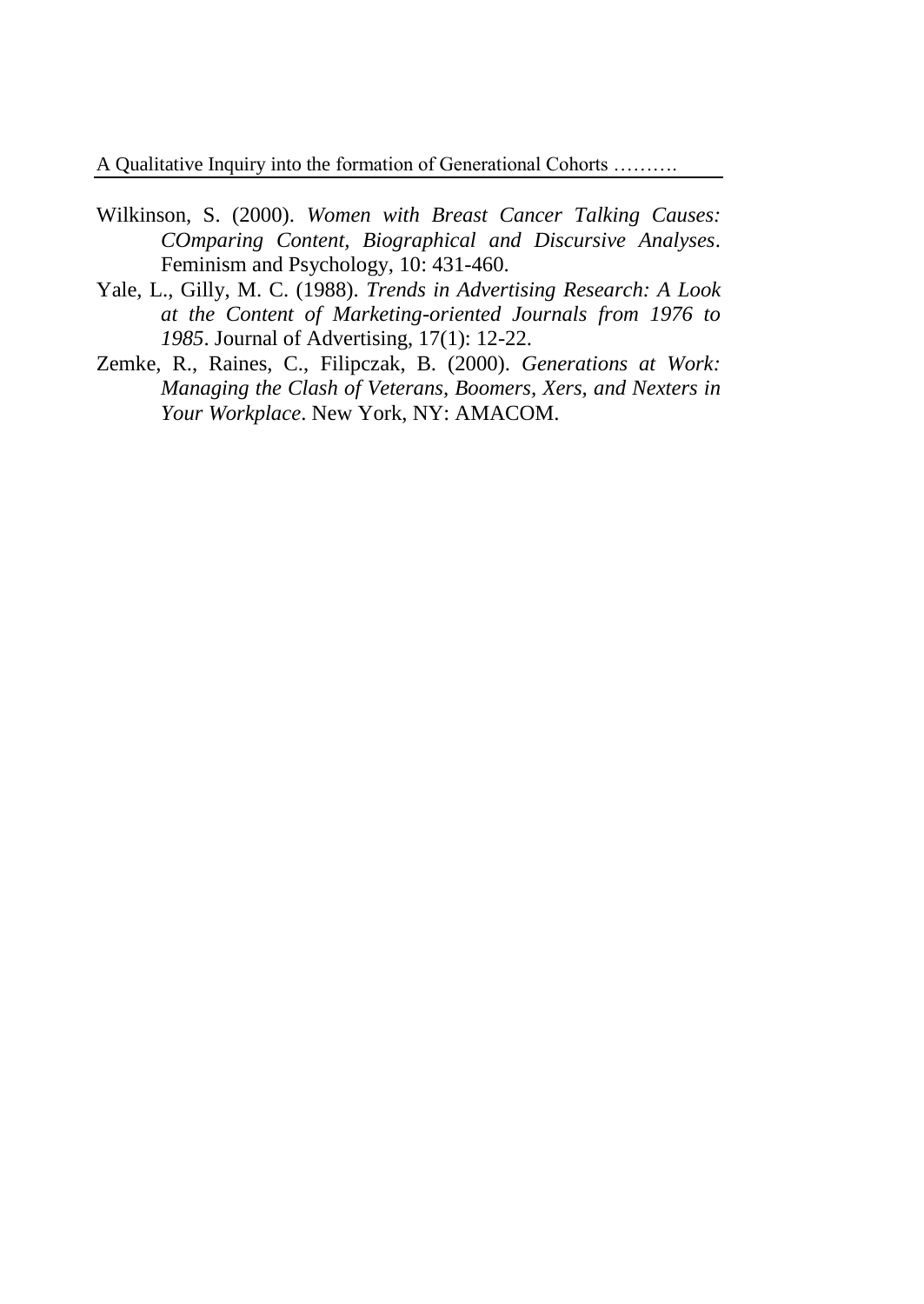Wilkinson, S. (2000). *Women with Breast Cancer Talking Causes: COmparing Content, Biographical and Discursive Analyses*. Feminism and Psychology, 10: 431-460.

Yale, L., Gilly, M. C. (1988). *Trends in Advertising Research: A Look at the Content of Marketing-oriented Journals from 1976 to 1985*. Journal of Advertising, 17(1): 12-22.

Zemke, R., Raines, C., Filipczak, B. (2000). *Generations at Work: Managing the Clash of Veterans, Boomers, Xers, and Nexters in Your Workplace*. New York, NY: AMACOM.